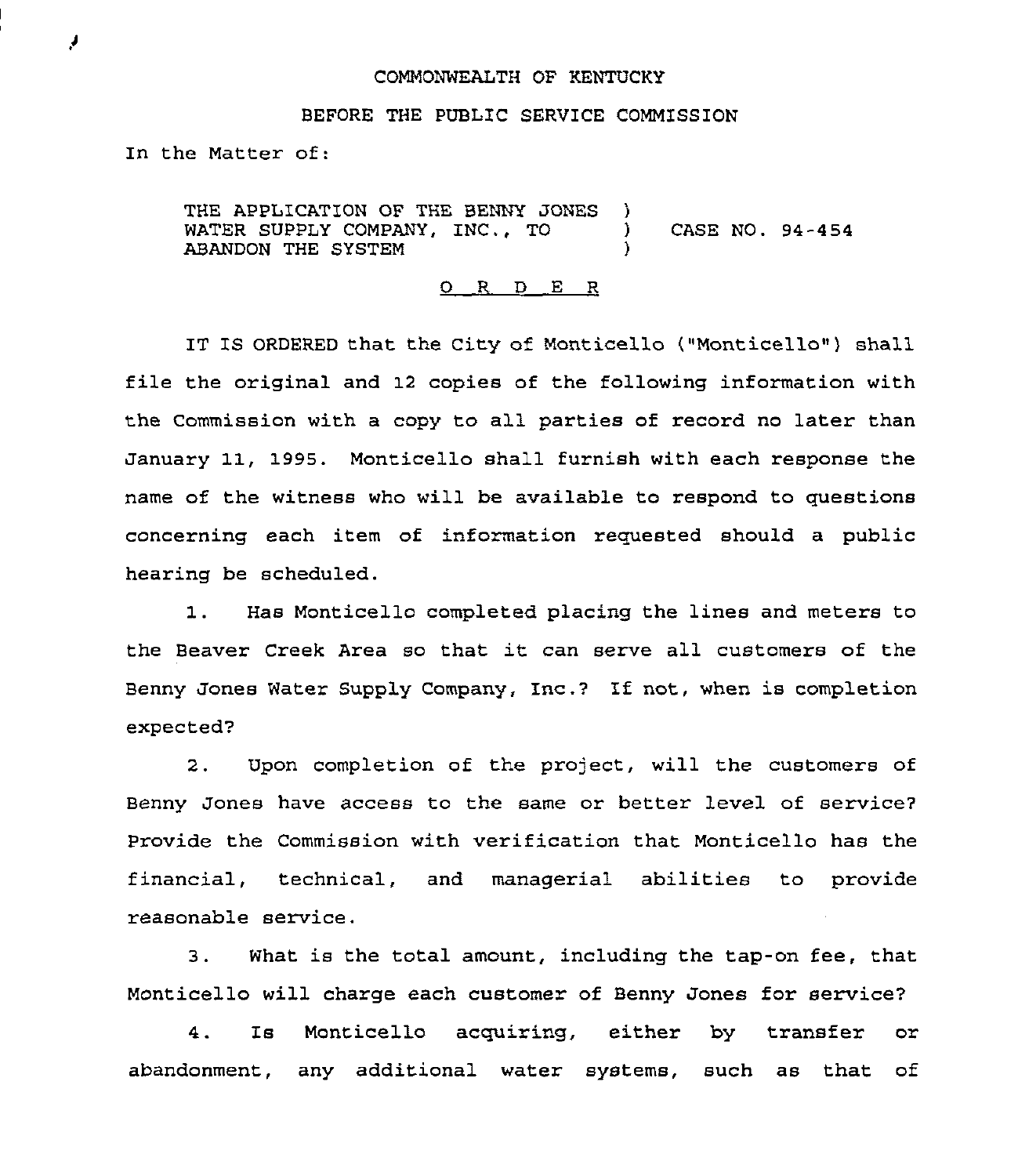COMMONWEALTH OF KENTUCKY

BEFORE THE PUBLIC SERVICE COMMISSION

In the Matter of:

THE APPLICATION OF THE BENNY JONES WATER SUPPLY COMPANY, INC., TO ABANDON THE SYSTEM ) CASE NO. 94-454

O R D E R

IT IS ORDERED that the City of Monticello ("Monticello") shall file the original and 12 copies of the following information with the Commission with a copy to all parties of record no later than January 11, 1995. Monticello shall furnish with each response the name of the witness who will be available to respond to questions concerning each item of information requested should a public hearing be scheduled.

1. Has Monticello completed placing the lines and meters to the Beaver Creek Area so that it can serve all customers of the Benny Jones Water Supply Company, Inc.? If not, when is completion expected?

2. Upon completion of the project, will the customers of Benny Jones have access to the same or better level of service? Provide the Commission with verification that Monticello has the financial, technical, and managerial abilities to provide reasonable service.

3. What is the total amount, including the tap-on fee, that Monticello will charge each customer of Benny Jones for service?

4. Is Monticello acquiring, either by transfer or abandonment, any additional water systems, such as that of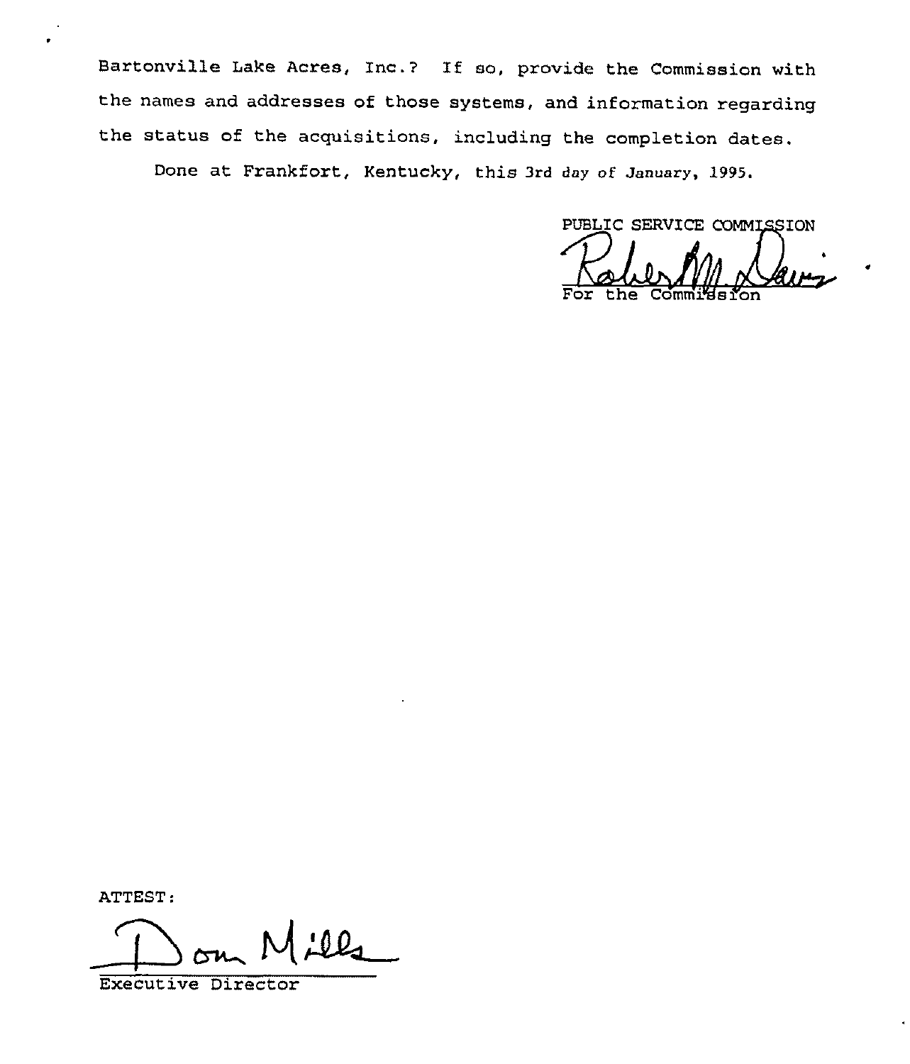Bartonville Lake Acres, Inc.? If so, provide the Commission with the names and addresses of those systems, and information regarding the status of the acquisitions, including the completion dates.

Done at Frankfort, Kentucky, this 3rd day of January, 1995.

PUBLIC SERVICE COMMISSION

For the Commission

ATTEST:

Executive Director